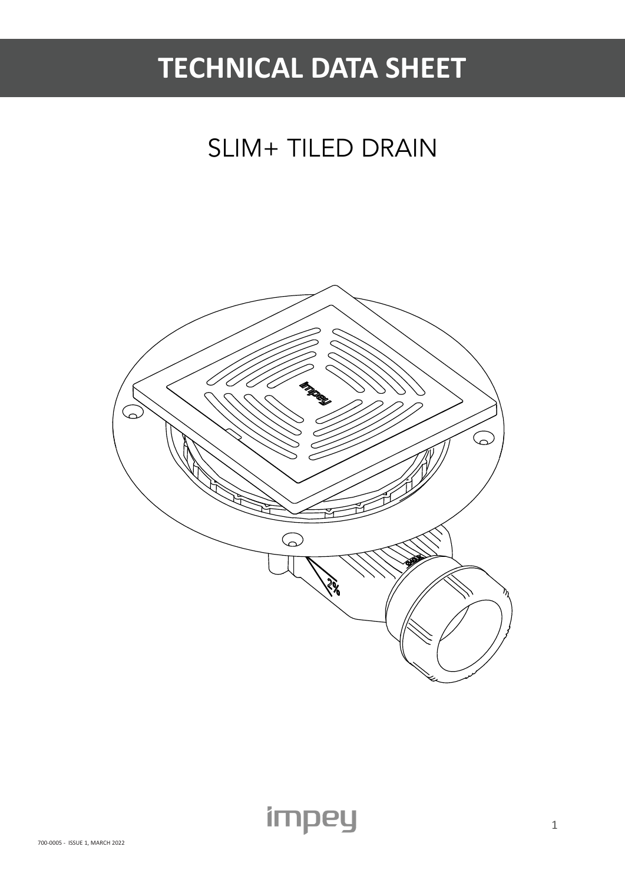# TECHNICAL DATA SHEET

## SLIM+ TILED DRAIN

impey

700-0005 - ISSUE 1, MARCH 2022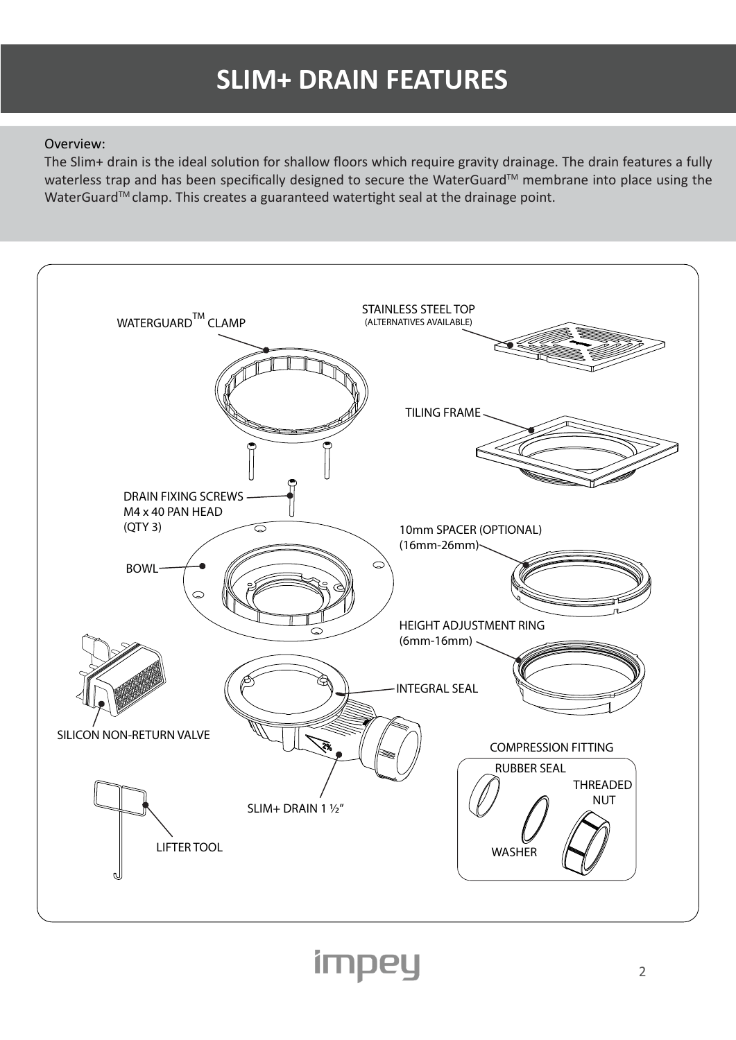# SLIM+ DRAIN FEATURES

Overview:

The Slim+ drain is the ideal solution for shallow floors which require gravity drainage. The drain features a fully waterless trap and has been specifically designed to secure the WaterGuard™ membrane into place using the WaterGuard™ clamp. This creates a guaranteed watertight seal at the drainage point.

WATERGUARD™ CLAMP

STAINLESS STEEL TOP
(ALTERNATIVES AVAILABLE)

TILING FRAME

DRAIN FIXING SCREWS
M4 x 40 PAN HEAD
(QTY 3)

10mm SPACER (OPTIONAL)
(16mm-26mm)

BOWL

HEIGHT ADJUSTMENT RING
(6mm-16mm)

INTEGRAL SEAL

SILICON NON-RETURN VALVE

COMPRESSION FITTING

RUBBER SEAL

THREADED NUT

WASHER

SLIM+ DRAIN 1 ½"

LIFTER TOOL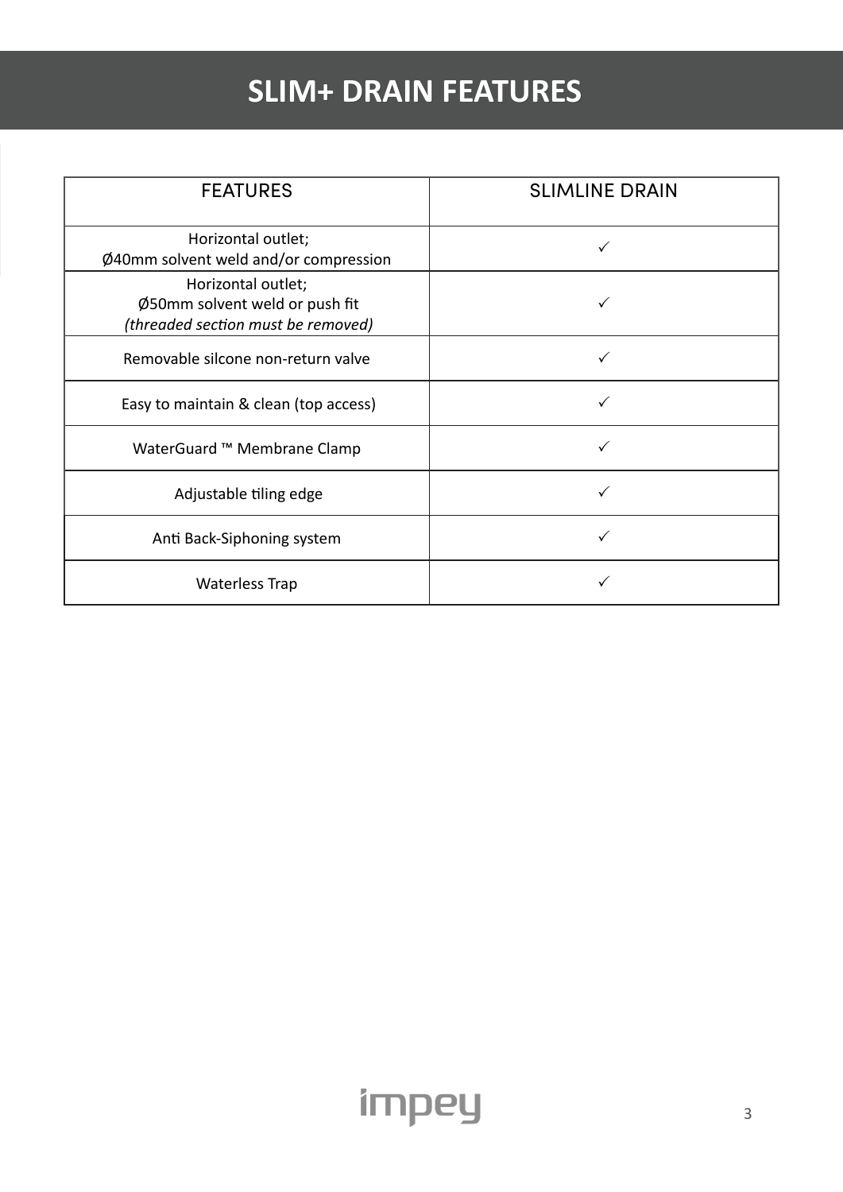# SLIM+ DRAIN FEATURES

| FEATURES | SLIMLINE DRAIN |
|---|---|
| Horizontal outlet;<br>Ø40mm solvent weld and/or compression | ✓ |
| Horizontal outlet;<br>Ø50mm solvent weld or push fit<br>*(threaded section must be removed)* | ✓ |
| Removable silcone non-return valve | ✓ |
| Easy to maintain & clean (top access) | ✓ |
| WaterGuard ™ Membrane Clamp | ✓ |
| Adjustable tiling edge | ✓ |
| Anti Back-Siphoning system | ✓ |
| Waterless Trap | ✓ |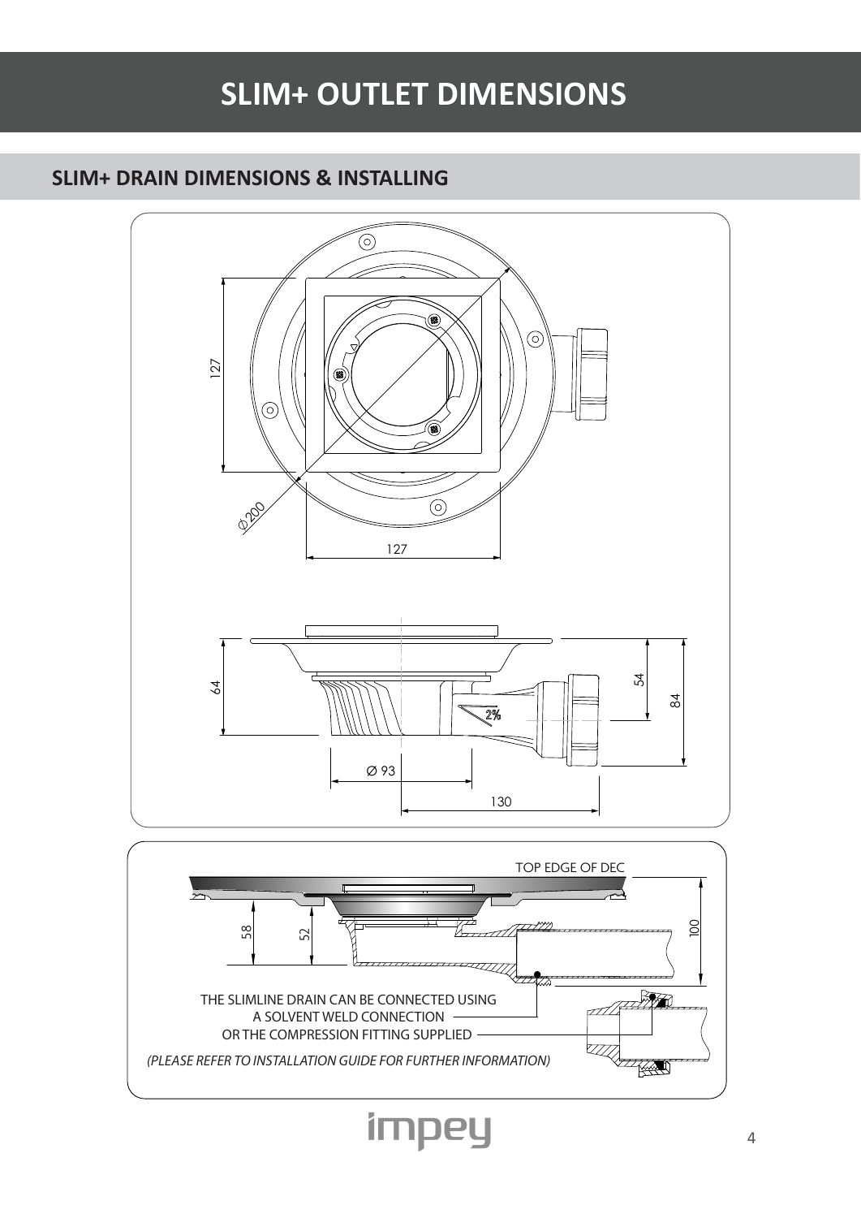# SLIM+ OUTLET DIMENSIONS

## SLIM+ DRAIN DIMENSIONS & INSTALLING

THE SLIMLINE DRAIN CAN BE CONNECTED USING A SOLVENT WELD CONNECTION OR THE COMPRESSION FITTING SUPPLIED

*(PLEASE REFER TO INSTALLATION GUIDE FOR FURTHER INFORMATION)*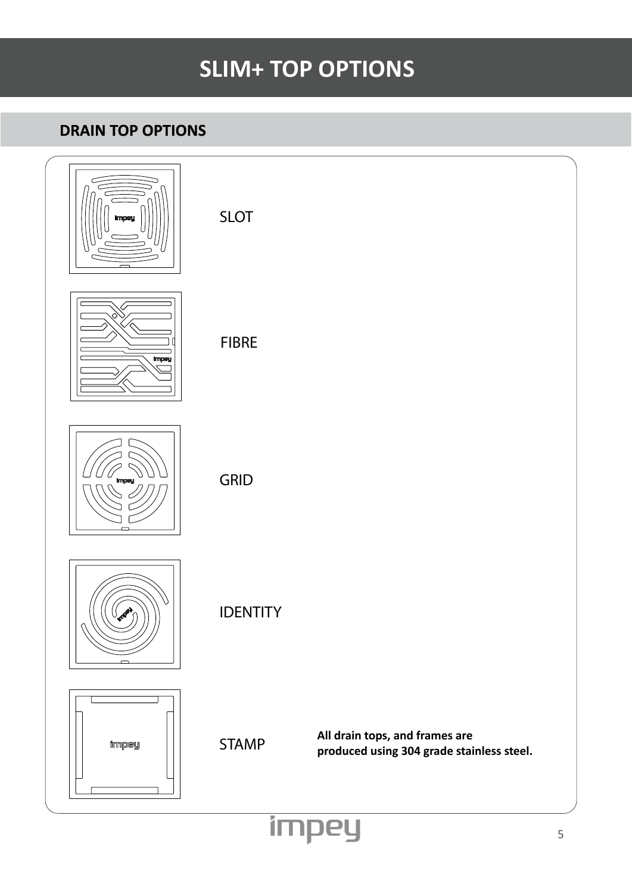# SLIM+ TOP OPTIONS

## DRAIN TOP OPTIONS

SLOT

FIBRE

GRID

IDENTITY

STAMP

**All drain tops, and frames are produced using 304 grade stainless steel.**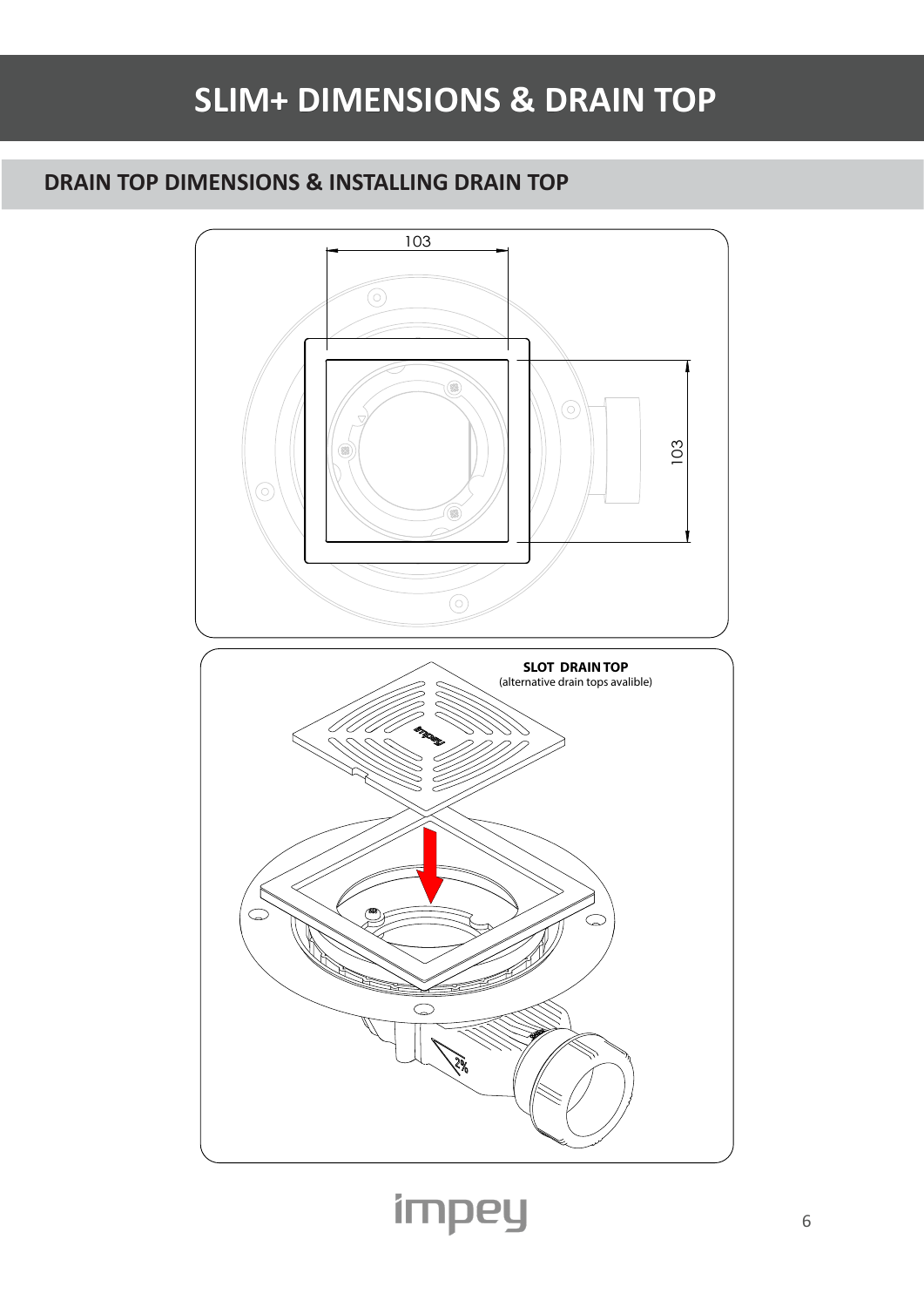# SLIM+ DIMENSIONS & DRAIN TOP

## DRAIN TOP DIMENSIONS & INSTALLING DRAIN TOP

103

103

**SLOT DRAIN TOP**
(alternative drain tops avalible)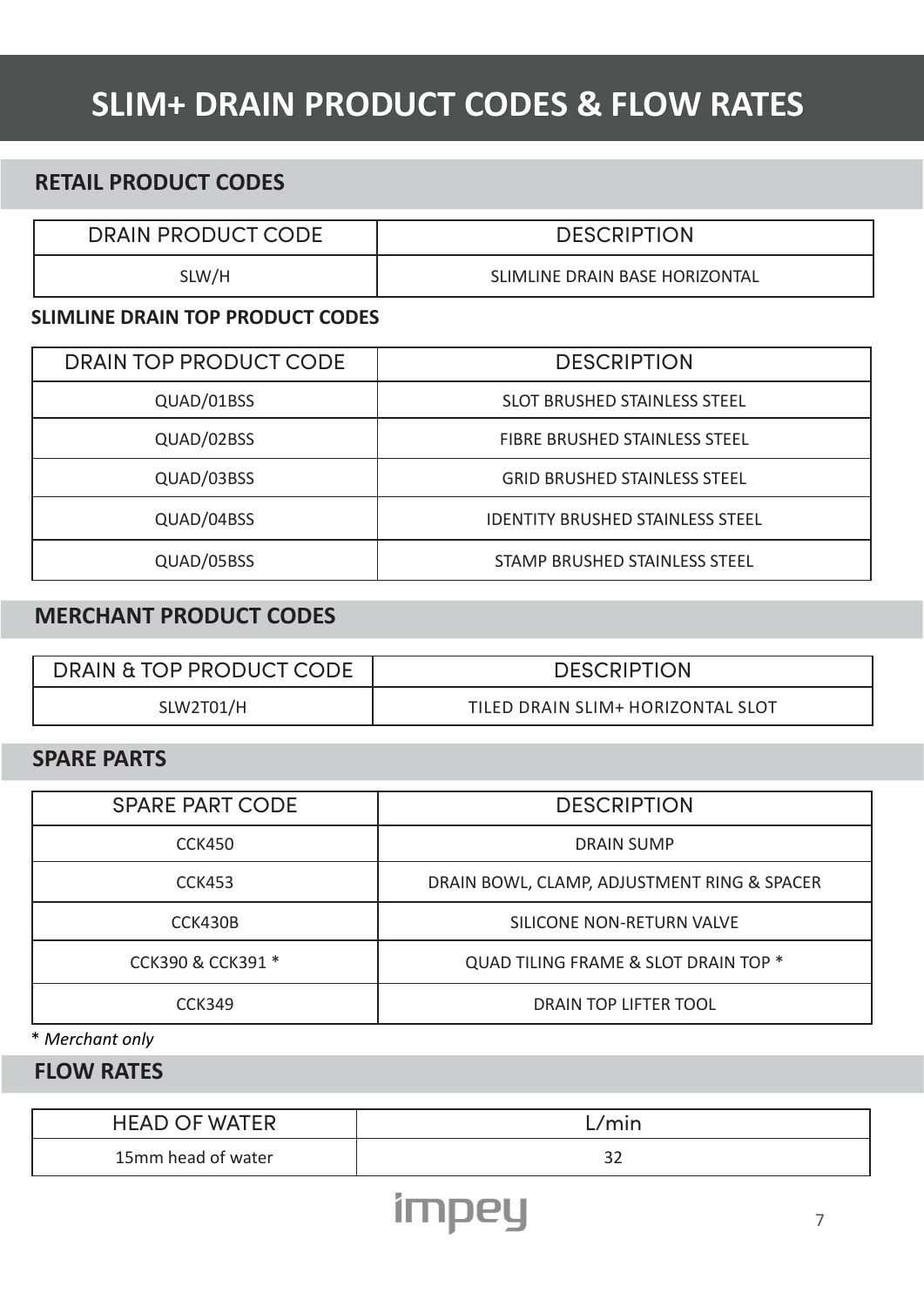# SLIM+ DRAIN PRODUCT CODES & FLOW RATES

## RETAIL PRODUCT CODES

| DRAIN PRODUCT CODE | DESCRIPTION |
| --- | --- |
| SLW/H | SLIMLINE DRAIN BASE HORIZONTAL |

**SLIMLINE DRAIN TOP PRODUCT CODES**

| DRAIN TOP PRODUCT CODE | DESCRIPTION |
| --- | --- |
| QUAD/01BSS | SLOT BRUSHED STAINLESS STEEL |
| QUAD/02BSS | FIBRE BRUSHED STAINLESS STEEL |
| QUAD/03BSS | GRID BRUSHED STAINLESS STEEL |
| QUAD/04BSS | IDENTITY BRUSHED STAINLESS STEEL |
| QUAD/05BSS | STAMP BRUSHED STAINLESS STEEL |

## MERCHANT PRODUCT CODES

| DRAIN & TOP PRODUCT CODE | DESCRIPTION |
| --- | --- |
| SLW2T01/H | TILED DRAIN SLIM+ HORIZONTAL SLOT |

## SPARE PARTS

| SPARE PART CODE | DESCRIPTION |
| --- | --- |
| CCK450 | DRAIN SUMP |
| CCK453 | DRAIN BOWL, CLAMP, ADJUSTMENT RING & SPACER |
| CCK430B | SILICONE NON-RETURN VALVE |
| CCK390 & CCK391 * | QUAD TILING FRAME & SLOT DRAIN TOP * |
| CCK349 | DRAIN TOP LIFTER TOOL |

* *Merchant only*

## FLOW RATES

| HEAD OF WATER | L/min |
| --- | --- |
| 15mm head of water | 32 |

impey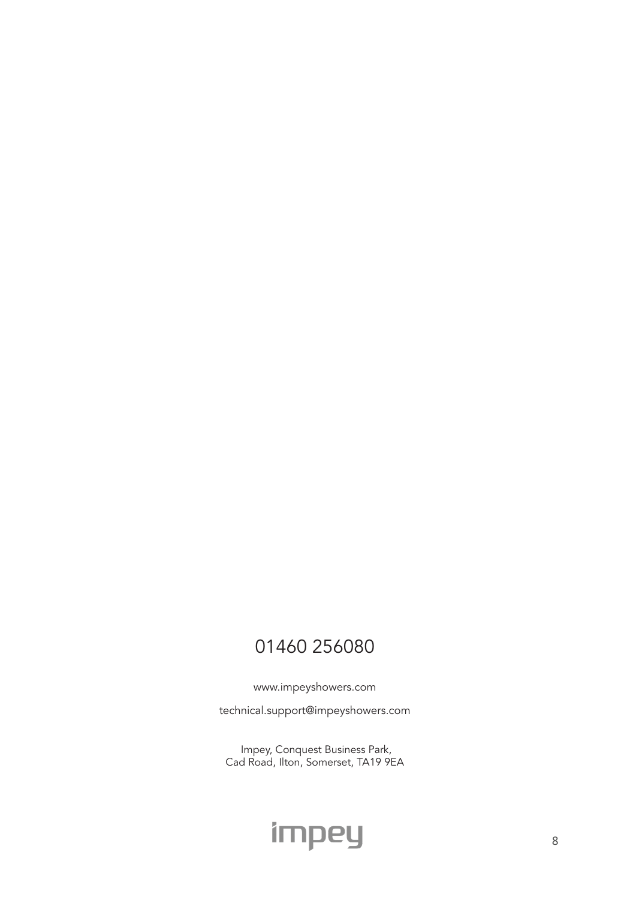01460 256080

www.impeyshowers.com

technical.support@impeyshowers.com

Impey, Conquest Business Park,
Cad Road, Ilton, Somerset, TA19 9EA

impey